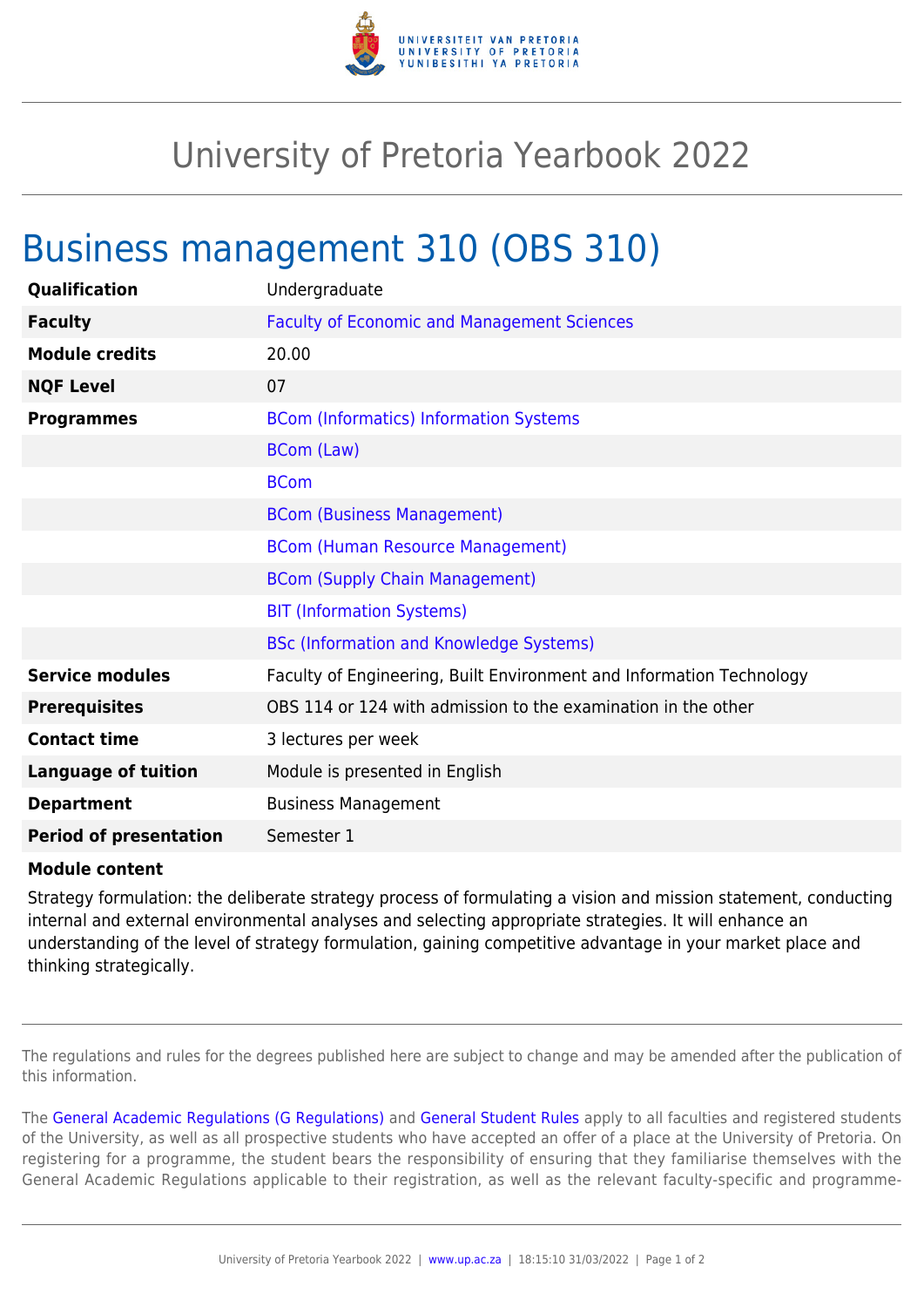# University of Pretoria Yearbook 2022

## Business management 310 (OBS 310)

| | |
|---|---|
| **Qualification** | Undergraduate |
| **Faculty** | Faculty of Economic and Management Sciences |
| **Module credits** | 20.00 |
| **NQF Level** | 07 |
| **Programmes** | BCom (Informatics) Information Systems |
| | BCom (Law) |
| | BCom |
| | BCom (Business Management) |
| | BCom (Human Resource Management) |
| | BCom (Supply Chain Management) |
| | BIT (Information Systems) |
| | BSc (Information and Knowledge Systems) |
| **Service modules** | Faculty of Engineering, Built Environment and Information Technology |
| **Prerequisites** | OBS 114 or 124 with admission to the examination in the other |
| **Contact time** | 3 lectures per week |
| **Language of tuition** | Module is presented in English |
| **Department** | Business Management |
| **Period of presentation** | Semester 1 |

**Module content**

Strategy formulation: the deliberate strategy process of formulating a vision and mission statement, conducting internal and external environmental analyses and selecting appropriate strategies. It will enhance an understanding of the level of strategy formulation, gaining competitive advantage in your market place and thinking strategically.

The regulations and rules for the degrees published here are subject to change and may be amended after the publication of this information.

The General Academic Regulations (G Regulations) and General Student Rules apply to all faculties and registered students of the University, as well as all prospective students who have accepted an offer of a place at the University of Pretoria. On registering for a programme, the student bears the responsibility of ensuring that they familiarise themselves with the General Academic Regulations applicable to their registration, as well as the relevant faculty-specific and programme-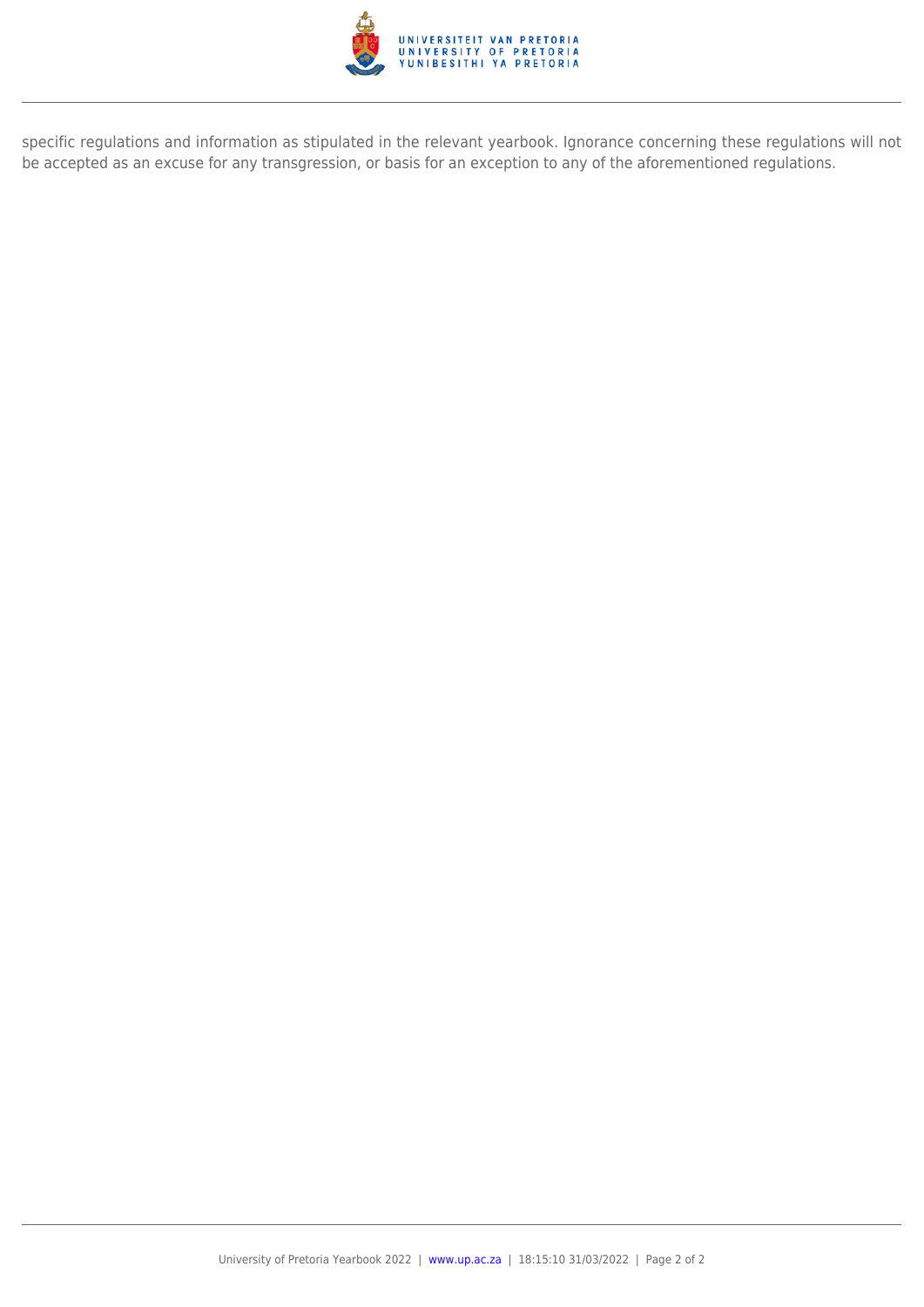specific regulations and information as stipulated in the relevant yearbook. Ignorance concerning these regulations will not be accepted as an excuse for any transgression, or basis for an exception to any of the aforementioned regulations.